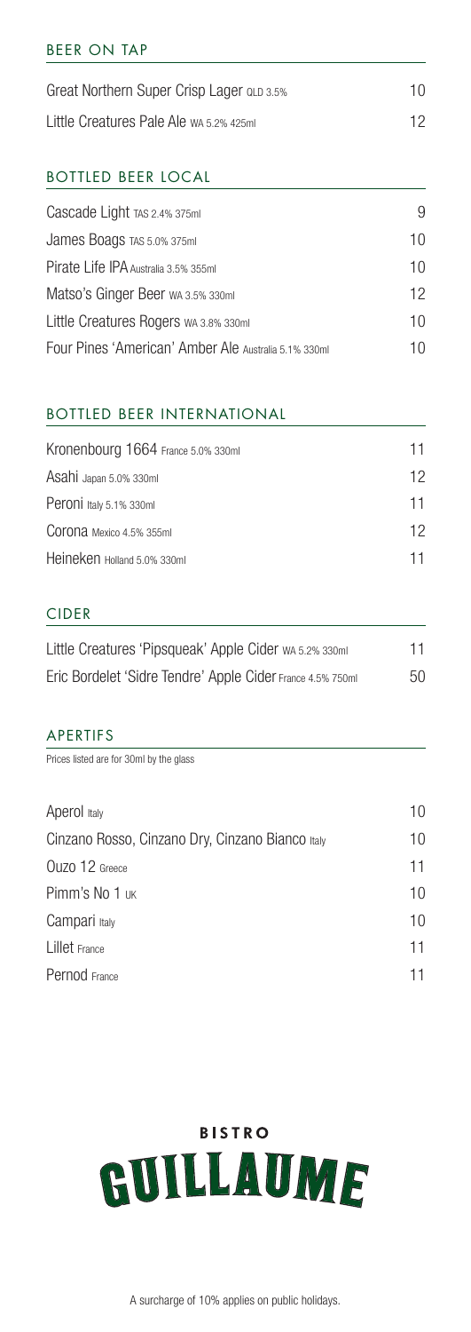## BEER ON TAP

| | |
|---|---|
| Great Northern Super Crisp Lager QLD 3.5% | 10 |
| Little Creatures Pale Ale WA 5.2% 425ml | 12 |

## BOTTLED BEER LOCAL

| | |
|---|---|
| Cascade Light TAS 2.4% 375ml | 9 |
| James Boags TAS 5.0% 375ml | 10 |
| Pirate Life IPA Australia 3.5% 355ml | 10 |
| Matso's Ginger Beer WA 3.5% 330ml | 12 |
| Little Creatures Rogers WA 3.8% 330ml | 10 |
| Four Pines 'American' Amber Ale Australia 5.1% 330ml | 10 |

## BOTTLED BEER INTERNATIONAL

| | |
|---|---|
| Kronenbourg 1664 France 5.0% 330ml | 11 |
| Asahi Japan 5.0% 330ml | 12 |
| Peroni Italy 5.1% 330ml | 11 |
| Corona Mexico 4.5% 355ml | 12 |
| Heineken Holland 5.0% 330ml | 11 |

## CIDER

| | |
|---|---|
| Little Creatures 'Pipsqueak' Apple Cider WA 5.2% 330ml | 11 |
| Eric Bordelet 'Sidre Tendre' Apple Cider France 4.5% 750ml | 50 |

## APERTIFS

Prices listed are for 30ml by the glass

| | |
|---|---|
| Aperol Italy | 10 |
| Cinzano Rosso, Cinzano Dry, Cinzano Bianco Italy | 10 |
| Ouzo 12 Greece | 11 |
| Pimm's No 1 UK | 10 |
| Campari Italy | 10 |
| Lillet France | 11 |
| Pernod France | 11 |

**BISTRO GUILLAUME**

A surcharge of 10% applies on public holidays.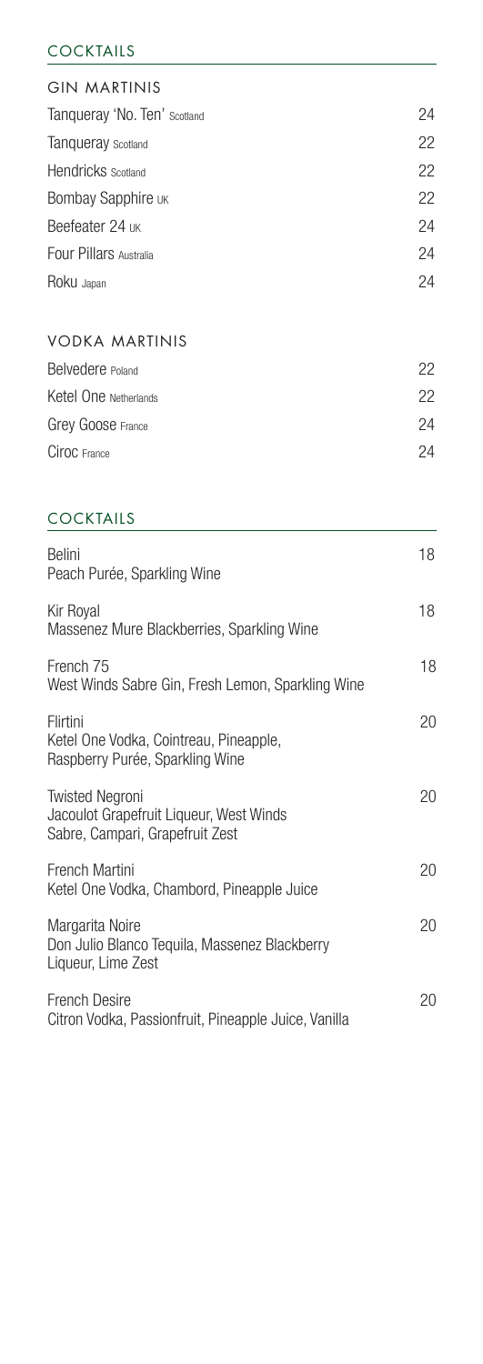# COCKTAILS

## GIN MARTINIS

| Item | Price |
| --- | --- |
| Tanqueray 'No. Ten' Scotland | 24 |
| Tanqueray Scotland | 22 |
| Hendricks Scotland | 22 |
| Bombay Sapphire UK | 22 |
| Beefeater 24 UK | 24 |
| Four Pillars Australia | 24 |
| Roku Japan | 24 |

## VODKA MARTINIS

| Item | Price |
| --- | --- |
| Belvedere Poland | 22 |
| Ketel One Netherlands | 22 |
| Grey Goose France | 24 |
| Ciroc France | 24 |

## COCKTAILS

| Item | Price |
| --- | --- |
| Belini<br>Peach Purée, Sparkling Wine | 18 |
| Kir Royal<br>Massenez Mure Blackberries, Sparkling Wine | 18 |
| French 75<br>West Winds Sabre Gin, Fresh Lemon, Sparkling Wine | 18 |
| Flirtini<br>Ketel One Vodka, Cointreau, Pineapple, Raspberry Purée, Sparkling Wine | 20 |
| Twisted Negroni<br>Jacoulot Grapefruit Liqueur, West Winds Sabre, Campari, Grapefruit Zest | 20 |
| French Martini<br>Ketel One Vodka, Chambord, Pineapple Juice | 20 |
| Margarita Noire<br>Don Julio Blanco Tequila, Massenez Blackberry Liqueur, Lime Zest | 20 |
| French Desire<br>Citron Vodka, Passionfruit, Pineapple Juice, Vanilla | 20 |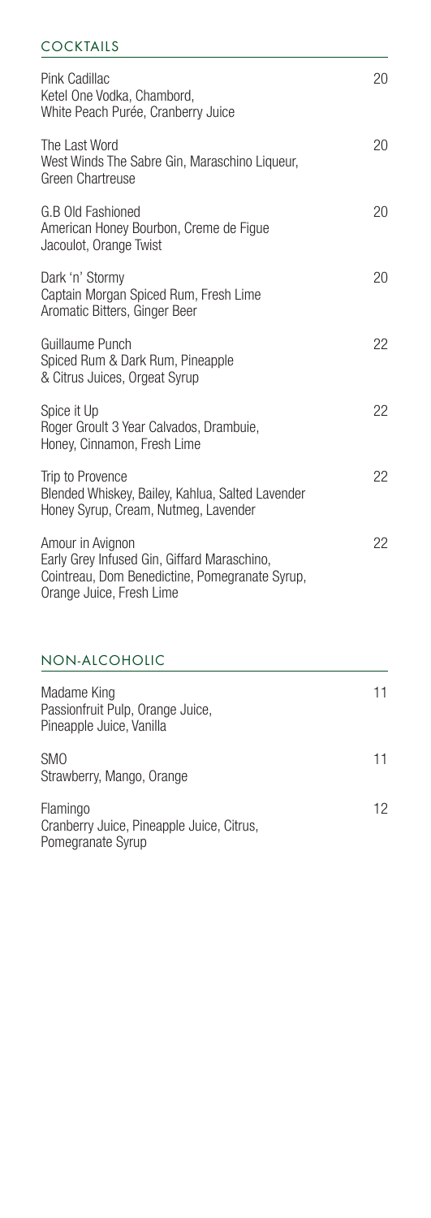## COCKTAILS

**Pink Cadillac** 20
Ketel One Vodka, Chambord, White Peach Purée, Cranberry Juice

**The Last Word** 20
West Winds The Sabre Gin, Maraschino Liqueur, Green Chartreuse

**G.B Old Fashioned** 20
American Honey Bourbon, Creme de Figue Jacoulot, Orange Twist

**Dark 'n' Stormy** 20
Captain Morgan Spiced Rum, Fresh Lime Aromatic Bitters, Ginger Beer

**Guillaume Punch** 22
Spiced Rum & Dark Rum, Pineapple & Citrus Juices, Orgeat Syrup

**Spice it Up** 22
Roger Groult 3 Year Calvados, Drambuie, Honey, Cinnamon, Fresh Lime

**Trip to Provence** 22
Blended Whiskey, Bailey, Kahlua, Salted Lavender Honey Syrup, Cream, Nutmeg, Lavender

**Amour in Avignon** 22
Early Grey Infused Gin, Giffard Maraschino, Cointreau, Dom Benedictine, Pomegranate Syrup, Orange Juice, Fresh Lime

## NON-ALCOHOLIC

**Madame King** 11
Passionfruit Pulp, Orange Juice, Pineapple Juice, Vanilla

**SMO** 11
Strawberry, Mango, Orange

**Flamingo** 12
Cranberry Juice, Pineapple Juice, Citrus, Pomegranate Syrup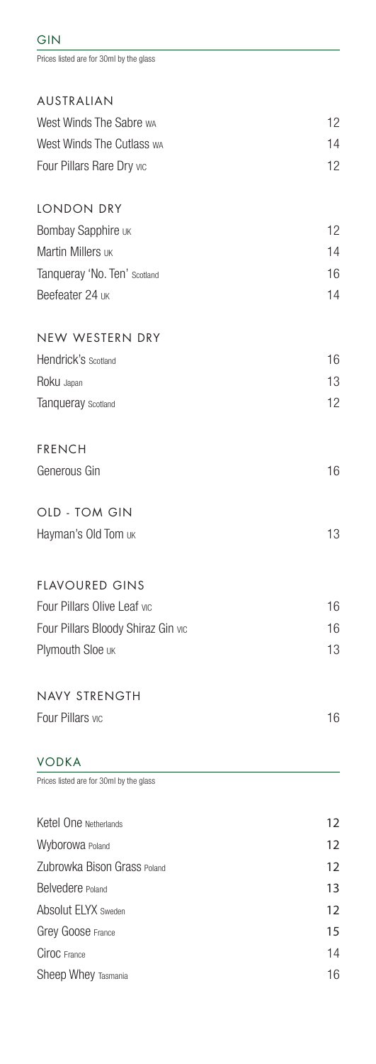## GIN

Prices listed are for 30ml by the glass

### AUSTRALIAN

| | |
|---|---|
| West Winds The Sabre WA | 12 |
| West Winds The Cutlass WA | 14 |
| Four Pillars Rare Dry VIC | 12 |

### LONDON DRY

| | |
|---|---|
| Bombay Sapphire UK | 12 |
| Martin Millers UK | 14 |
| Tanqueray 'No. Ten' Scotland | 16 |
| Beefeater 24 UK | 14 |

### NEW WESTERN DRY

| | |
|---|---|
| Hendrick's Scotland | 16 |
| Roku Japan | 13 |
| Tanqueray Scotland | 12 |

### FRENCH

| | |
|---|---|
| Generous Gin | 16 |

### OLD - TOM GIN

| | |
|---|---|
| Hayman's Old Tom UK | 13 |

### FLAVOURED GINS

| | |
|---|---|
| Four Pillars Olive Leaf VIC | 16 |
| Four Pillars Bloody Shiraz Gin VIC | 16 |
| Plymouth Sloe UK | 13 |

### NAVY STRENGTH

| | |
|---|---|
| Four Pillars VIC | 16 |

## VODKA

Prices listed are for 30ml by the glass

| | |
|---|---|
| Ketel One Netherlands | 12 |
| Wyborowa Poland | 12 |
| Zubrowka Bison Grass Poland | 12 |
| Belvedere Poland | 13 |
| Absolut ELYX Sweden | 12 |
| Grey Goose France | 15 |
| Ciroc France | 14 |
| Sheep Whey Tasmania | 16 |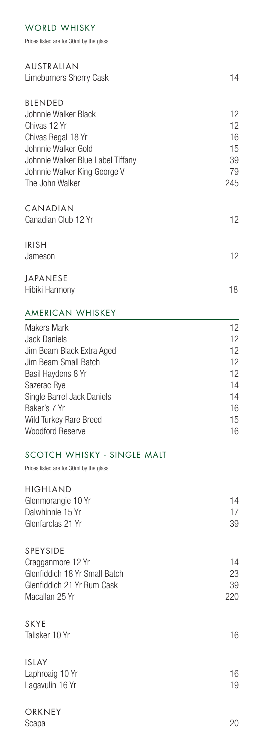## WORLD WHISKY

Prices listed are for 30ml by the glass

### AUSTRALIAN

| | |
|---|---|
| Limeburners Sherry Cask | 14 |

### BLENDED

| | |
|---|---|
| Johnnie Walker Black | 12 |
| Chivas 12 Yr | 12 |
| Chivas Regal 18 Yr | 16 |
| Johnnie Walker Gold | 15 |
| Johnnie Walker Blue Label Tiffany | 39 |
| Johnnie Walker King George V | 79 |
| The John Walker | 245 |

### CANADIAN

| | |
|---|---|
| Canadian Club 12 Yr | 12 |

### IRISH

| | |
|---|---|
| Jameson | 12 |

### JAPANESE

| | |
|---|---|
| Hibiki Harmony | 18 |

## AMERICAN WHISKEY

| | |
|---|---|
| Makers Mark | 12 |
| Jack Daniels | 12 |
| Jim Beam Black Extra Aged | 12 |
| Jim Beam Small Batch | 12 |
| Basil Haydens 8 Yr | 12 |
| Sazerac Rye | 14 |
| Single Barrel Jack Daniels | 14 |
| Baker's 7 Yr | 16 |
| Wild Turkey Rare Breed | 15 |
| Woodford Reserve | 16 |

## SCOTCH WHISKY - SINGLE MALT

Prices listed are for 30ml by the glass

### HIGHLAND

| | |
|---|---|
| Glenmorangie 10 Yr | 14 |
| Dalwhinnie 15 Yr | 17 |
| Glenfarclas 21 Yr | 39 |

### SPEYSIDE

| | |
|---|---|
| Cragganmore 12 Yr | 14 |
| Glenfiddich 18 Yr Small Batch | 23 |
| Glenfiddich 21 Yr Rum Cask | 39 |
| Macallan 25 Yr | 220 |

### SKYE

| | |
|---|---|
| Talisker 10 Yr | 16 |

### ISLAY

| | |
|---|---|
| Laphroaig 10 Yr | 16 |
| Lagavulin 16 Yr | 19 |

### ORKNEY

| | |
|---|---|
| Scapa | 20 |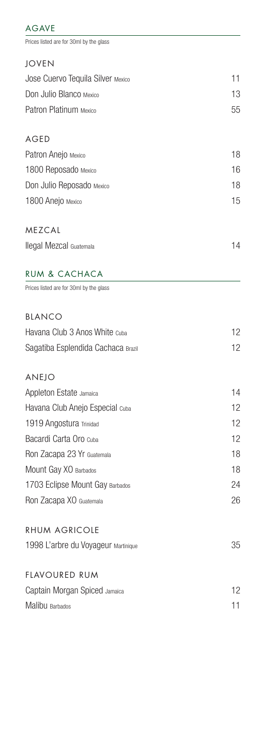## AGAVE

Prices listed are for 30ml by the glass

### JOVEN

| | |
|---|---|
| Jose Cuervo Tequila Silver Mexico | 11 |
| Don Julio Blanco Mexico | 13 |
| Patron Platinum Mexico | 55 |

### AGED

| | |
|---|---|
| Patron Anejo Mexico | 18 |
| 1800 Reposado Mexico | 16 |
| Don Julio Reposado Mexico | 18 |
| 1800 Anejo Mexico | 15 |

### MEZCAL

| | |
|---|---|
| Ilegal Mezcal Guatemala | 14 |

## RUM & CACHACA

Prices listed are for 30ml by the glass

### BLANCO

| | |
|---|---|
| Havana Club 3 Anos White Cuba | 12 |
| Sagatiba Esplendida Cachaca Brazil | 12 |

### ANEJO

| | |
|---|---|
| Appleton Estate Jamaica | 14 |
| Havana Club Anejo Especial Cuba | 12 |
| 1919 Angostura Trinidad | 12 |
| Bacardi Carta Oro Cuba | 12 |
| Ron Zacapa 23 Yr Guatemala | 18 |
| Mount Gay XO Barbados | 18 |
| 1703 Eclipse Mount Gay Barbados | 24 |
| Ron Zacapa XO Guatemala | 26 |

### RHUM AGRICOLE

| | |
|---|---|
| 1998 L'arbre du Voyageur Martinique | 35 |

### FLAVOURED RUM

| | |
|---|---|
| Captain Morgan Spiced Jamaica | 12 |
| Malibu Barbados | 11 |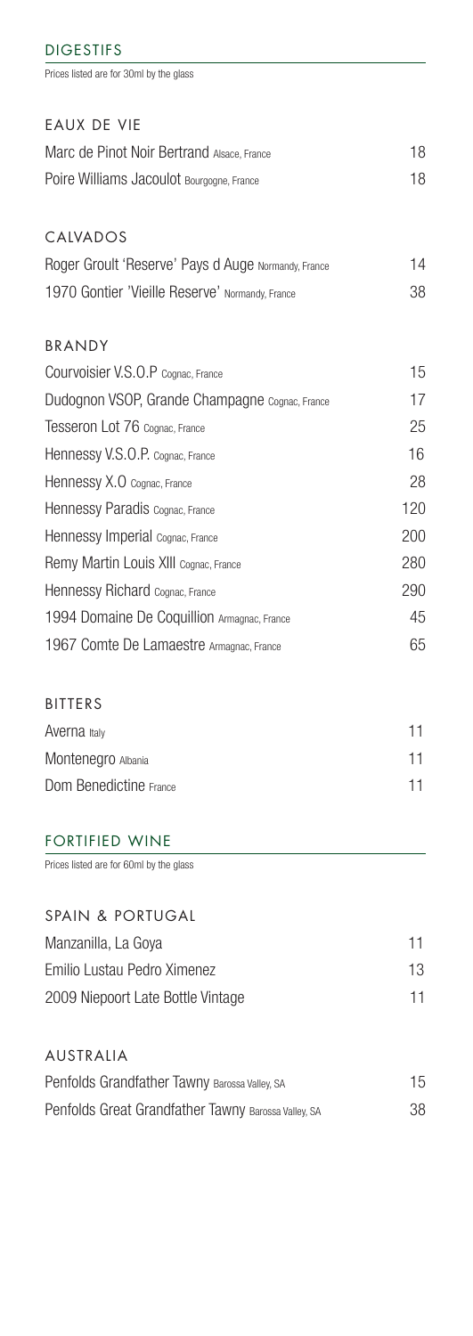## DIGESTIFS

Prices listed are for 30ml by the glass

### EAUX DE VIE

| | |
|---|---|
| Marc de Pinot Noir Bertrand Alsace, France | 18 |
| Poire Williams Jacoulot Bourgogne, France | 18 |

### CALVADOS

| | |
|---|---|
| Roger Groult 'Reserve' Pays d Auge Normandy, France | 14 |
| 1970 Gontier 'Vieille Reserve' Normandy, France | 38 |

### BRANDY

| | |
|---|---|
| Courvoisier V.S.O.P Cognac, France | 15 |
| Dudognon VSOP, Grande Champagne Cognac, France | 17 |
| Tesseron Lot 76 Cognac, France | 25 |
| Hennessy V.S.O.P. Cognac, France | 16 |
| Hennessy X.O Cognac, France | 28 |
| Hennessy Paradis Cognac, France | 120 |
| Hennessy Imperial Cognac, France | 200 |
| Remy Martin Louis XIII Cognac, France | 280 |
| Hennessy Richard Cognac, France | 290 |
| 1994 Domaine De Coquillion Armagnac, France | 45 |
| 1967 Comte De Lamaestre Armagnac, France | 65 |

### BITTERS

| | |
|---|---|
| Averna Italy | 11 |
| Montenegro Albania | 11 |
| Dom Benedictine France | 11 |

## FORTIFIED WINE

Prices listed are for 60ml by the glass

### SPAIN & PORTUGAL

| | |
|---|---|
| Manzanilla, La Goya | 11 |
| Emilio Lustau Pedro Ximenez | 13 |
| 2009 Niepoort Late Bottle Vintage | 11 |

### AUSTRALIA

| | |
|---|---|
| Penfolds Grandfather Tawny Barossa Valley, SA | 15 |
| Penfolds Great Grandfather Tawny Barossa Valley, SA | 38 |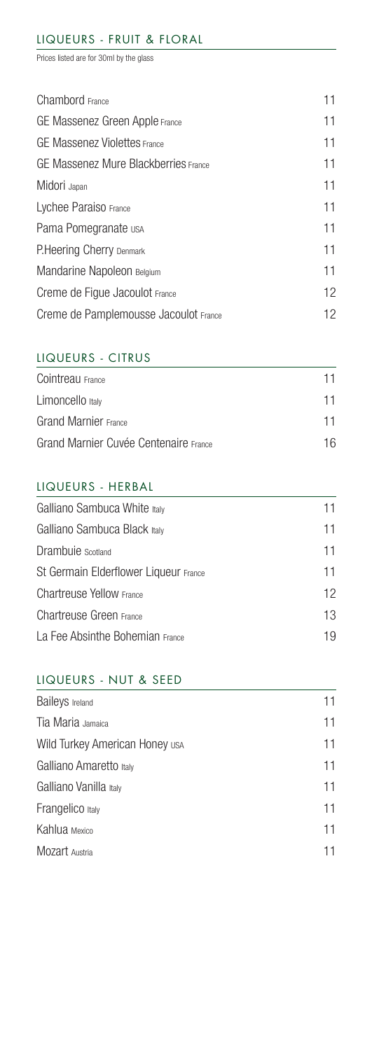## LIQUEURS - FRUIT & FLORAL

Prices listed are for 30ml by the glass

| | |
|---|---|
| Chambord France | 11 |
| GE Massenez Green Apple France | 11 |
| GE Massenez Violettes France | 11 |
| GE Massenez Mure Blackberries France | 11 |
| Midori Japan | 11 |
| Lychee Paraiso France | 11 |
| Pama Pomegranate USA | 11 |
| P.Heering Cherry Denmark | 11 |
| Mandarine Napoleon Belgium | 11 |
| Creme de Figue Jacoulot France | 12 |
| Creme de Pamplemousse Jacoulot France | 12 |

## LIQUEURS - CITRUS

| | |
|---|---|
| Cointreau France | 11 |
| Limoncello Italy | 11 |
| Grand Marnier France | 11 |
| Grand Marnier Cuvée Centenaire France | 16 |

## LIQUEURS - HERBAL

| | |
|---|---|
| Galliano Sambuca White Italy | 11 |
| Galliano Sambuca Black Italy | 11 |
| Drambuie Scotland | 11 |
| St Germain Elderflower Liqueur France | 11 |
| Chartreuse Yellow France | 12 |
| Chartreuse Green France | 13 |
| La Fee Absinthe Bohemian France | 19 |

## LIQUEURS - NUT & SEED

| | |
|---|---|
| Baileys Ireland | 11 |
| Tia Maria Jamaica | 11 |
| Wild Turkey American Honey USA | 11 |
| Galliano Amaretto Italy | 11 |
| Galliano Vanilla Italy | 11 |
| Frangelico Italy | 11 |
| Kahlua Mexico | 11 |
| Mozart Austria | 11 |